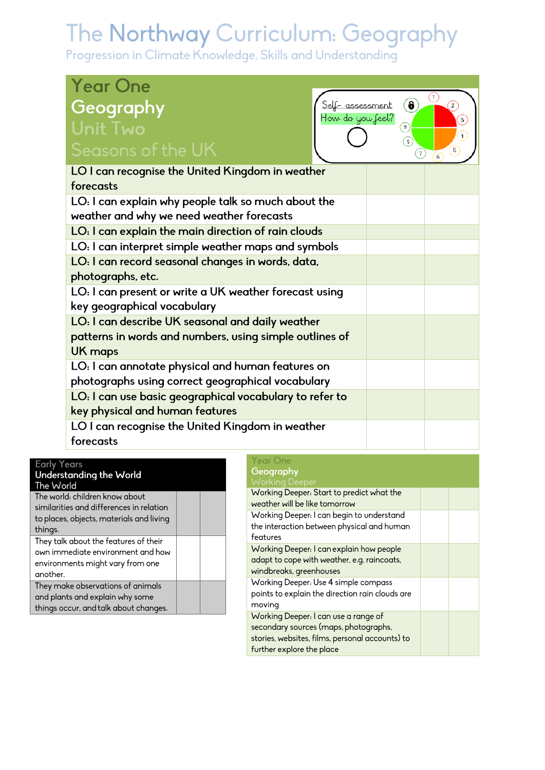# The Northway Curriculum: Geography

Progression in Climate Knowledge, Skills and Understanding

## Year One Geography Unit Two Seasons of the UK

Self- assessment
How do you feel?

| Learning Objective | | |
|---|---|---|
| LO I can recognise the United Kingdom in weather forecasts | | |
| LO: I can explain why people talk so much about the weather and why we need weather forecasts | | |
| LO: I can explain the main direction of rain clouds | | |
| LO: I can interpret simple weather maps and symbols | | |
| LO: I can record seasonal changes in words, data, photographs, etc. | | |
| LO: I can present or write a UK weather forecast using key geographical vocabulary | | |
| LO: I can describe UK seasonal and daily weather patterns in words and numbers, using simple outlines of UK maps | | |
| LO: I can annotate physical and human features on photographs using correct geographical vocabulary | | |
| LO: I can use basic geographical vocabulary to refer to key physical and human features | | |
| LO I can recognise the United Kingdom in weather forecasts | | |

| Early Years Understanding the World The World | | |
|---|---|---|
| The world: children know about similarities and differences in relation to places, objects, materials and living things. | | |
| They talk about the features of their own immediate environment and how environments might vary from one another. | | |
| They make observations of animals and plants and explain why some things occur, and talk about changes. | | |

| Year One Geography Working Deeper | | |
|---|---|---|
| Working Deeper: Start to predict what the weather will be like tomorrow | | |
| Working Deeper: I can begin to understand the interaction between physical and human features | | |
| Working Deeper: I can explain how people adapt to cope with weather, e.g. raincoats, windbreaks, greenhouses | | |
| Working Deeper: Use 4 simple compass points to explain the direction rain clouds are moving | | |
| Working Deeper: I can use a range of secondary sources (maps, photographs, stories, websites, films, personal accounts) to further explore the place | | |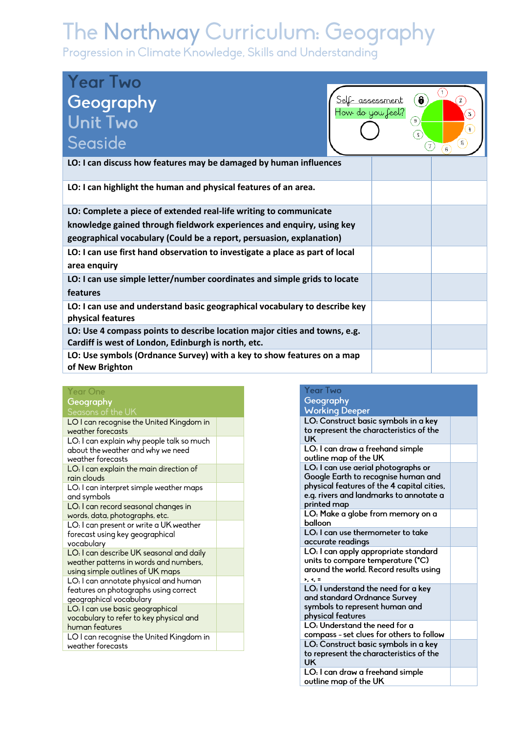# The Northway Curriculum: Geography

Progression in Climate Knowledge, Skills and Understanding

| Year Two Geography Unit Two Seaside | Self- assessment How do you feel? | |
|---|---|---|
| LO: I can discuss how features may be damaged by human influences | | |
| LO: I can highlight the human and physical features of an area. | | |
| LO: Complete a piece of extended real-life writing to communicate knowledge gained through fieldwork experiences and enquiry, using key geographical vocabulary (Could be a report, persuasion, explanation) | | |
| LO: I can use first hand observation to investigate a place as part of local area enquiry | | |
| LO: I can use simple letter/number coordinates and simple grids to locate features | | |
| LO: I can use and understand basic geographical vocabulary to describe key physical features | | |
| LO: Use 4 compass points to describe location major cities and towns, e.g. Cardiff is west of London, Edinburgh is north, etc. | | |
| LO: Use symbols (Ordnance Survey) with a key to show features on a map of New Brighton | | |

| Year One Geography Seasons of the UK | |
|---|---|
| LO I can recognise the United Kingdom in weather forecasts | |
| LO: I can explain why people talk so much about the weather and why we need weather forecasts | |
| LO: I can explain the main direction of rain clouds | |
| LO: I can interpret simple weather maps and symbols | |
| LO: I can record seasonal changes in words, data, photographs, etc. | |
| LO: I can present or write a UK weather forecast using key geographical vocabulary | |
| LO: I can describe UK seasonal and daily weather patterns in words and numbers, using simple outlines of UK maps | |
| LO: I can annotate physical and human features on photographs using correct geographical vocabulary | |
| LO: I can use basic geographical vocabulary to refer to key physical and human features | |
| LO I can recognise the United Kingdom in weather forecasts | |

| Year Two Geography Working Deeper | |
|---|---|
| LO: Construct basic symbols in a key to represent the characteristics of the UK | |
| LO: I can draw a freehand simple outline map of the UK | |
| LO: I can use aerial photographs or Google Earth to recognise human and physical features of the 4 capital cities, e.g. rivers and landmarks to annotate a printed map | |
| LO: Make a globe from memory on a balloon | |
| LO: I can use thermometer to take accurate readings | |
| LO: I can apply appropriate standard units to compare temperature (°C) around the world. Record results using >, <, = | |
| LO: I understand the need for a key and standard Ordnance Survey symbols to represent human and physical features | |
| LO: Understand the need for a compass - set clues for others to follow | |
| LO: Construct basic symbols in a key to represent the characteristics of the UK | |
| LO: I can draw a freehand simple outline map of the UK | |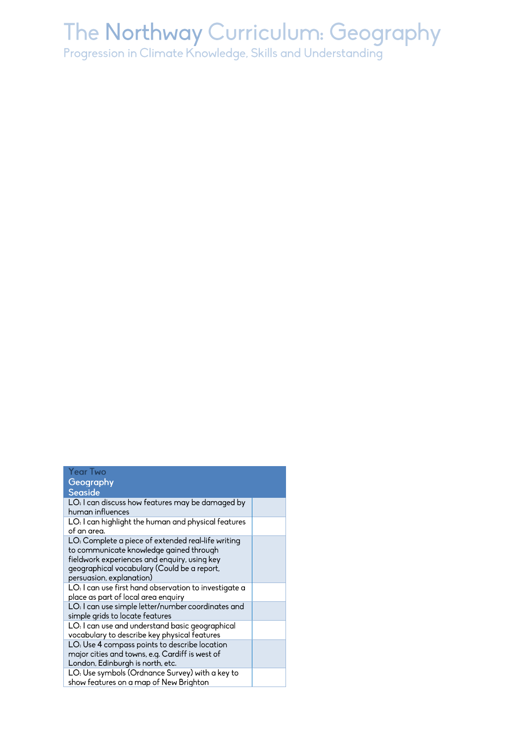# The Northway Curriculum: Geography

## Progression in Climate Knowledge, Skills and Understanding

| Year Two<br>Geography<br>Seaside | |
|---|---|
| LO: I can discuss how features may be damaged by human influences | |
| LO: I can highlight the human and physical features of an area. | |
| LO: Complete a piece of extended real-life writing to communicate knowledge gained through fieldwork experiences and enquiry, using key geographical vocabulary (Could be a report, persuasion, explanation) | |
| LO: I can use first hand observation to investigate a place as part of local area enquiry | |
| LO: I can use simple letter/number coordinates and simple grids to locate features | |
| LO: I can use and understand basic geographical vocabulary to describe key physical features | |
| LO: Use 4 compass points to describe location major cities and towns, e.g. Cardiff is west of London, Edinburgh is north, etc. | |
| LO: Use symbols (Ordnance Survey) with a key to show features on a map of New Brighton | |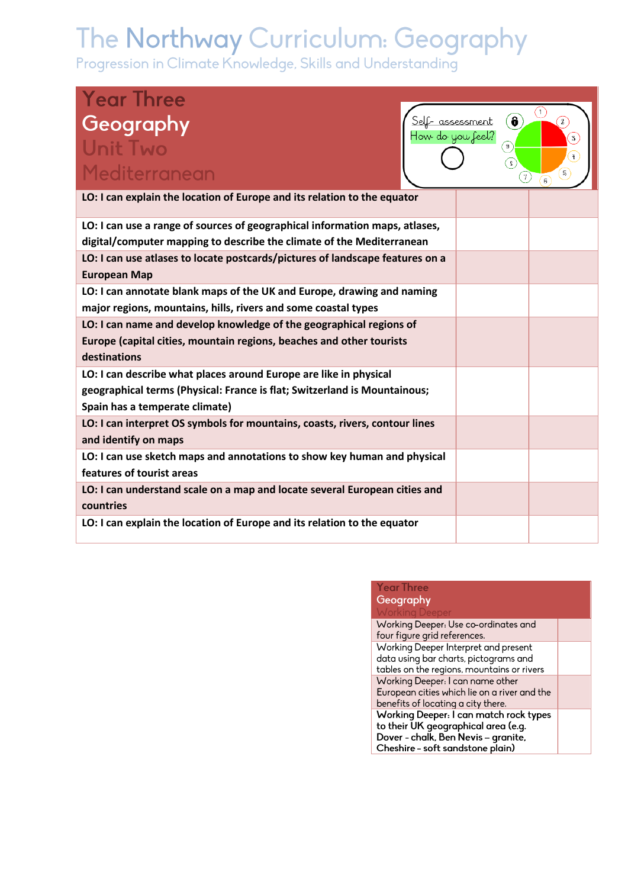# The Northway Curriculum: Geography

Progression in Climate Knowledge, Skills and Understanding

| Year Three Geography Unit Two Mediterranean | Self- assessment How do you feel? | |
|---|---|---|
| **LO: I can explain the location of Europe and its relation to the equator** | | |
| **LO: I can use a range of sources of geographical information maps, atlases, digital/computer mapping to describe the climate of the Mediterranean** | | |
| **LO: I can use atlases to locate postcards/pictures of landscape features on a European Map** | | |
| **LO: I can annotate blank maps of the UK and Europe, drawing and naming major regions, mountains, hills, rivers and some coastal types** | | |
| **LO: I can name and develop knowledge of the geographical regions of Europe (capital cities, mountain regions, beaches and other tourists destinations** | | |
| **LO: I can describe what places around Europe are like in physical geographical terms (Physical: France is flat; Switzerland is Mountainous; Spain has a temperate climate)** | | |
| **LO: I can interpret OS symbols for mountains, coasts, rivers, contour lines and identify on maps** | | |
| **LO: I can use sketch maps and annotations to show key human and physical features of tourist areas** | | |
| **LO: I can understand scale on a map and locate several European cities and countries** | | |
| **LO: I can explain the location of Europe and its relation to the equator** | | |

| Year Three Geography Working Deeper | |
|---|---|
| Working Deeper: Use co-ordinates and four figure grid references. | |
| Working Deeper Interpret and present data using bar charts, pictograms and tables on the regions, mountains or rivers | |
| Working Deeper: I can name other European cities which lie on a river and the benefits of locating a city there. | |
| **Working Deeper: I can match rock types to their UK geographical area (e.g. Dover - chalk, Ben Nevis – granite, Cheshire – soft sandstone plain)** | |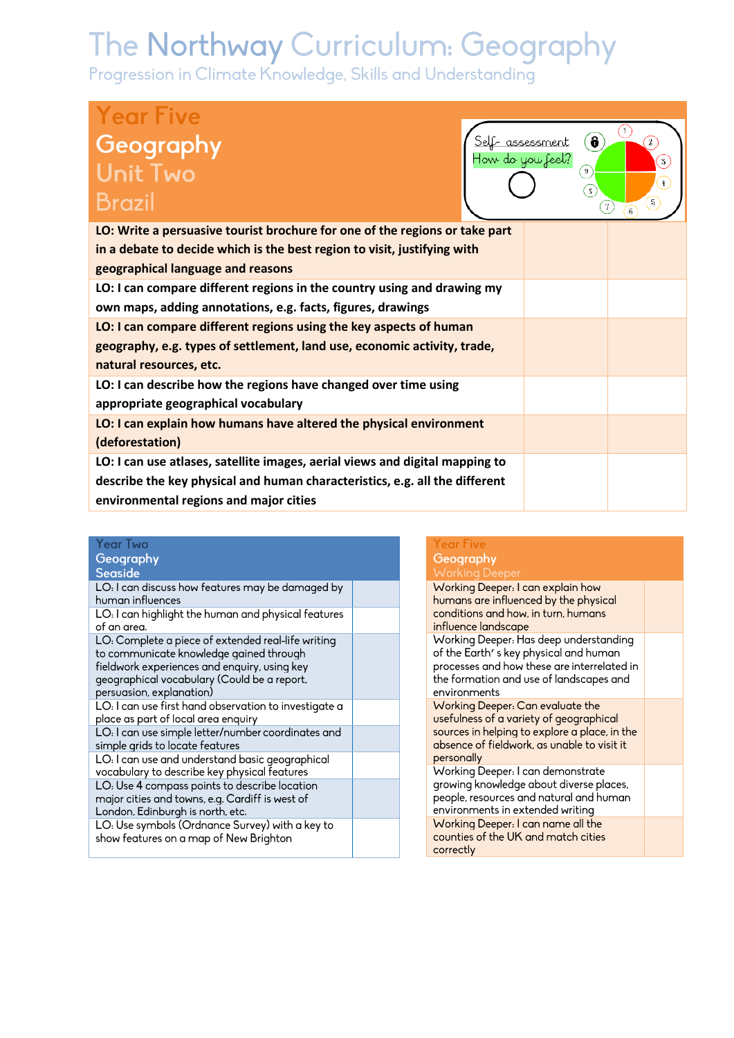# The Northway Curriculum: Geography

Progression in Climate Knowledge, Skills and Understanding

## Year Five
## Geography
## Unit Two
## Brazil

Self- assessment
How do you feel?

| | | |
|---|---|---|
| **LO: Write a persuasive tourist brochure for one of the regions or take part in a debate to decide which is the best region to visit, justifying with geographical language and reasons** | | |
| **LO: I can compare different regions in the country using and drawing my own maps, adding annotations, e.g. facts, figures, drawings** | | |
| **LO: I can compare different regions using the key aspects of human geography, e.g. types of settlement, land use, economic activity, trade, natural resources, etc.** | | |
| **LO: I can describe how the regions have changed over time using appropriate geographical vocabulary** | | |
| **LO: I can explain how humans have altered the physical environment (deforestation)** | | |
| **LO: I can use atlases, satellite images, aerial views and digital mapping to describe the key physical and human characteristics, e.g. all the different environmental regions and major cities** | | |

| Year Two Geography Seaside | |
|---|---|
| LO: I can discuss how features may be damaged by human influences | |
| LO: I can highlight the human and physical features of an area. | |
| LO: Complete a piece of extended real-life writing to communicate knowledge gained through fieldwork experiences and enquiry, using key geographical vocabulary (Could be a report, persuasion, explanation) | |
| LO: I can use first hand observation to investigate a place as part of local area enquiry | |
| LO: I can use simple letter/number coordinates and simple grids to locate features | |
| LO: I can use and understand basic geographical vocabulary to describe key physical features | |
| LO: Use 4 compass points to describe location major cities and towns, e.g. Cardiff is west of London, Edinburgh is north, etc. | |
| LO: Use symbols (Ordnance Survey) with a key to show features on a map of New Brighton | |

| Year Five Geography Working Deeper | |
|---|---|
| Working Deeper: I can explain how humans are influenced by the physical conditions and how, in turn, humans influence landscape | |
| Working Deeper: Has deep understanding of the Earth's key physical and human processes and how these are interrelated in the formation and use of landscapes and environments | |
| Working Deeper: Can evaluate the usefulness of a variety of geographical sources in helping to explore a place, in the absence of fieldwork, as unable to visit it personally | |
| Working Deeper: I can demonstrate growing knowledge about diverse places, people, resources and natural and human environments in extended writing | |
| Working Deeper: I can name all the counties of the UK and match cities correctly | |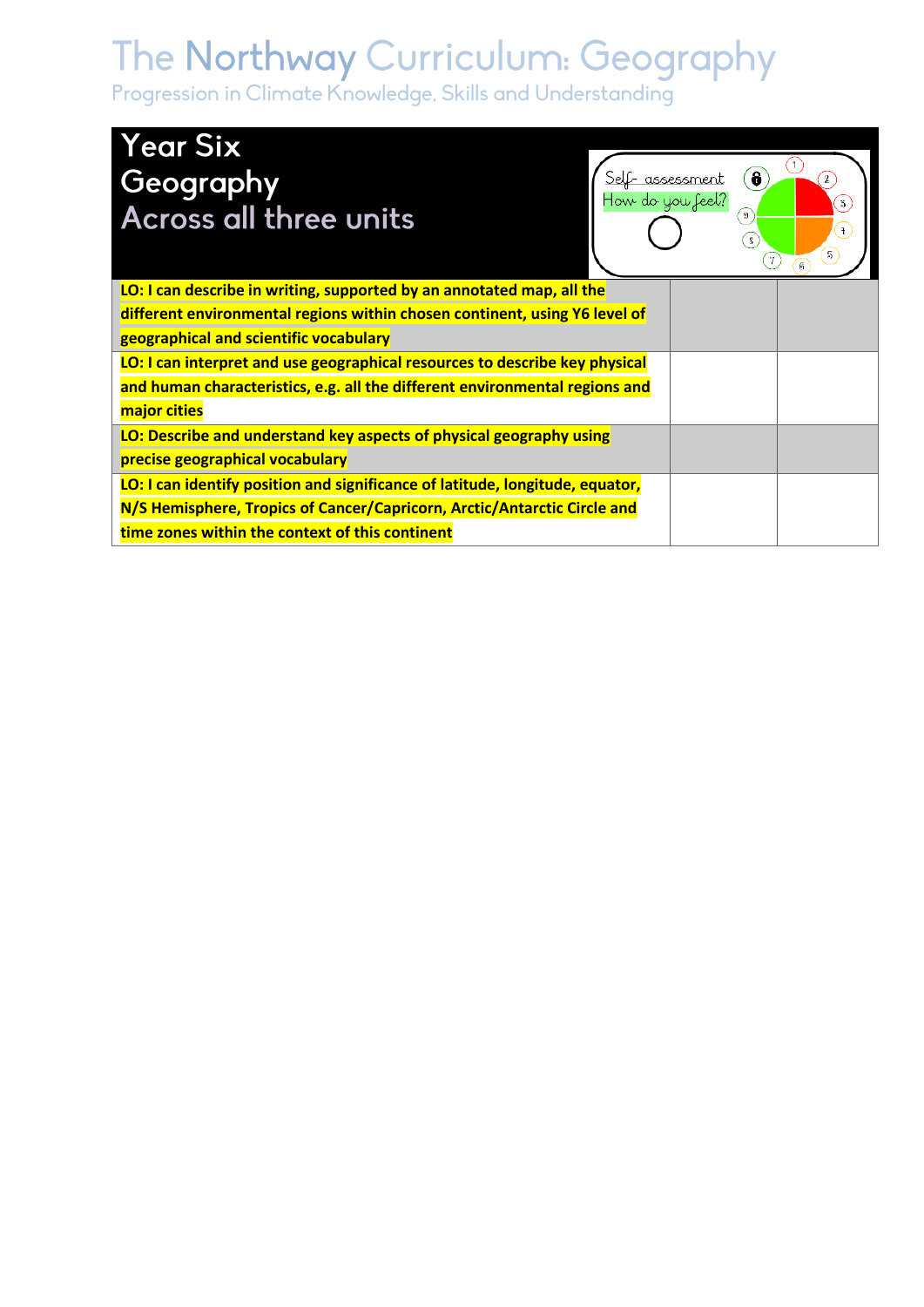# The Northway Curriculum: Geography

Progression in Climate Knowledge, Skills and Understanding

## Year Six Geography
## Across all three units

Self- assessment
How do you feel?

| | | |
|---|---|---|
| **LO: I can describe in writing, supported by an annotated map, all the different environmental regions within chosen continent, using Y6 level of geographical and scientific vocabulary** | | |
| **LO: I can interpret and use geographical resources to describe key physical and human characteristics, e.g. all the different environmental regions and major cities** | | |
| **LO: Describe and understand key aspects of physical geography using precise geographical vocabulary** | | |
| **LO: I can identify position and significance of latitude, longitude, equator, N/S Hemisphere, Tropics of Cancer/Capricorn, Arctic/Antarctic Circle and time zones within the context of this continent** | | |